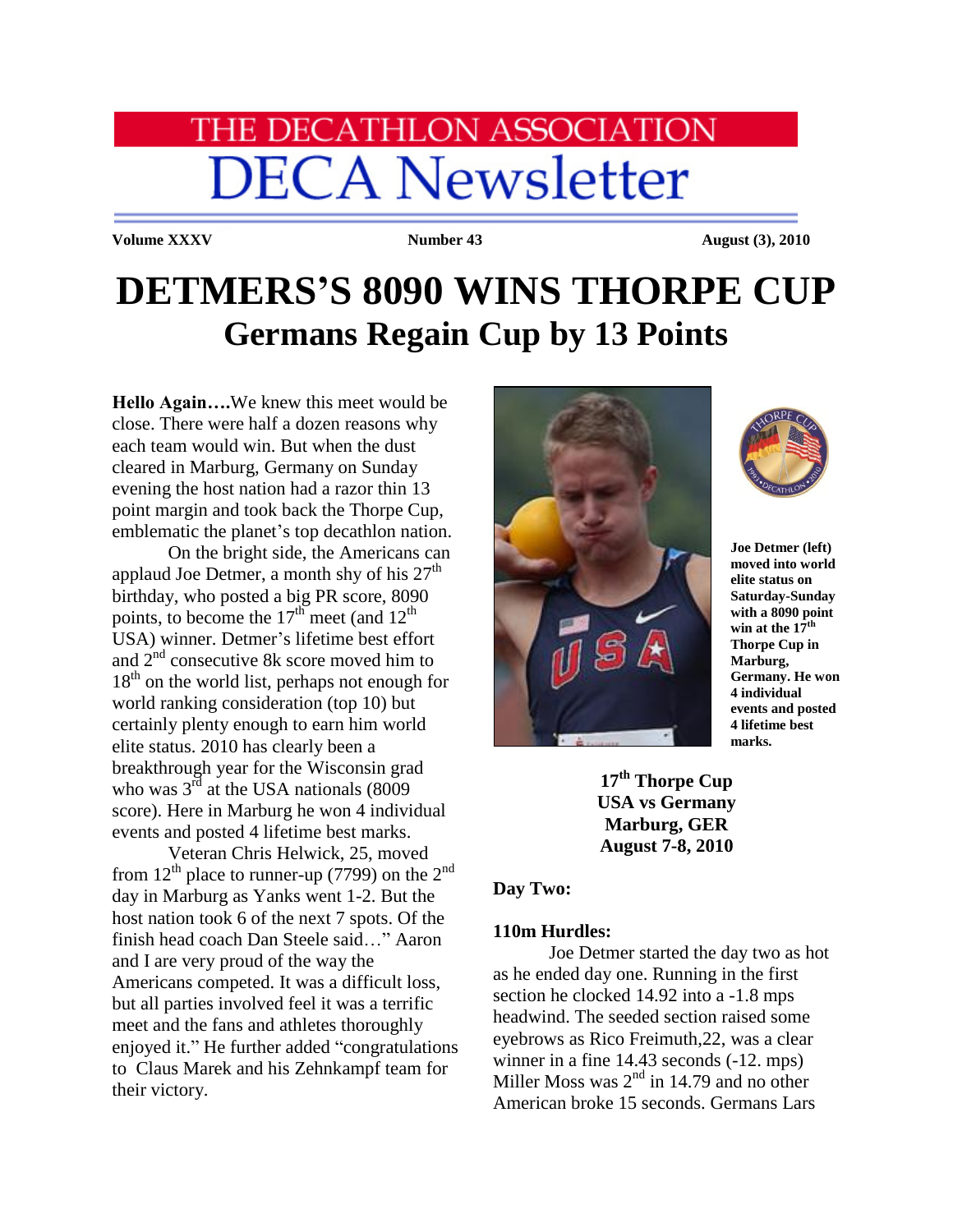# THE DECATHLON ASSOCIATION
# DECA Newsletter

**Volume XXXV** **Number 43** **August (3), 2010**

# DETMERS'S 8090 WINS THORPE CUP
## Germans Regain Cup by 13 Points

**Hello Again….**We knew this meet would be close. There were half a dozen reasons why each team would win. But when the dust cleared in Marburg, Germany on Sunday evening the host nation had a razor thin 13 point margin and took back the Thorpe Cup, emblematic the planet's top decathlon nation.

On the bright side, the Americans can applaud Joe Detmer, a month shy of his 27th birthday, who posted a big PR score, 8090 points, to become the 17th meet (and 12th USA) winner. Detmer's lifetime best effort and 2nd consecutive 8k score moved him to 18th on the world list, perhaps not enough for world ranking consideration (top 10) but certainly plenty enough to earn him world elite status. 2010 has clearly been a breakthrough year for the Wisconsin grad who was 3rd at the USA nationals (8009 score). Here in Marburg he won 4 individual events and posted 4 lifetime best marks.

Veteran Chris Helwick, 25, moved from 12th place to runner-up (7799) on the 2nd day in Marburg as Yanks went 1-2. But the host nation took 6 of the next 7 spots. Of the finish head coach Dan Steele said…" Aaron and I are very proud of the way the Americans competed. It was a difficult loss, but all parties involved feel it was a terrific meet and the fans and athletes thoroughly enjoyed it." He further added "congratulations to Claus Marek and his Zehnkampf team for their victory.

**Joe Detmer (left) moved into world elite status on Saturday-Sunday with a 8090 point win at the 17th Thorpe Cup in Marburg, Germany. He won 4 individual events and posted 4 lifetime best marks.**

**17th Thorpe Cup**
**USA vs Germany**
**Marburg, GER**
**August 7-8, 2010**

**Day Two:**

**110m Hurdles:**

Joe Detmer started the day two as hot as he ended day one. Running in the first section he clocked 14.92 into a -1.8 mps headwind. The seeded section raised some eyebrows as Rico Freimuth,22, was a clear winner in a fine 14.43 seconds (-12. mps) Miller Moss was 2nd in 14.79 and no other American broke 15 seconds. Germans Lars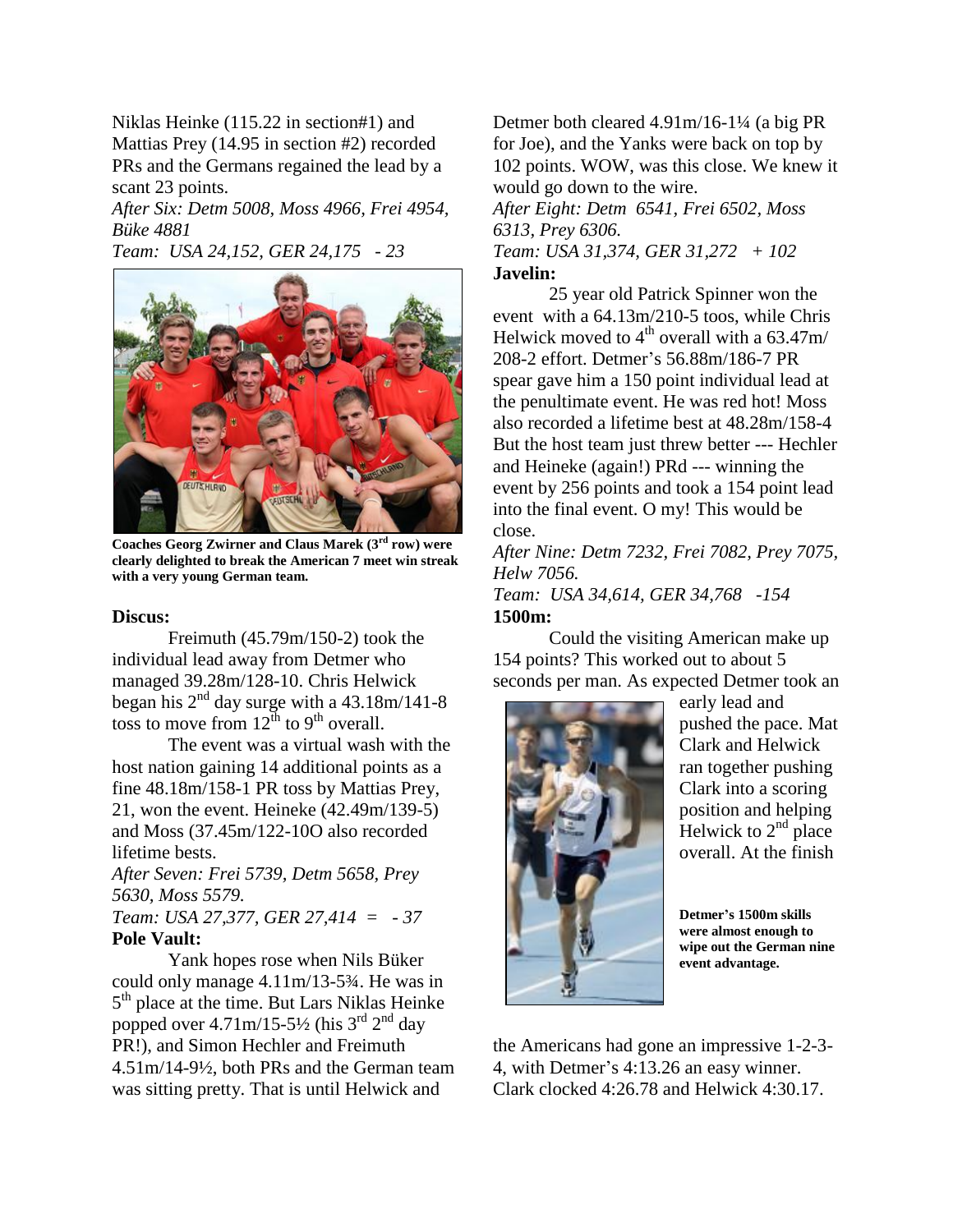Niklas Heinke (115.22 in section#1) and Mattias Prey (14.95 in section #2) recorded PRs and the Germans regained the lead by a scant 23 points.

*After Six: Detm 5008, Moss 4966, Frei 4954, Büke 4881*

*Team: USA 24,152, GER 24,175 - 23*

**Coaches Georg Zwirner and Claus Marek (3rd row) were clearly delighted to break the American 7 meet win streak with a very young German team.**

**Discus:**

Freimuth (45.79m/150-2) took the individual lead away from Detmer who managed 39.28m/128-10. Chris Helwick began his 2nd day surge with a 43.18m/141-8 toss to move from 12th to 9th overall.

The event was a virtual wash with the host nation gaining 14 additional points as a fine 48.18m/158-1 PR toss by Mattias Prey, 21, won the event. Heineke (42.49m/139-5) and Moss (37.45m/122-10O also recorded lifetime bests.

*After Seven: Frei 5739, Detm 5658, Prey 5630, Moss 5579.*

*Team: USA 27,377, GER 27,414 = - 37*

**Pole Vault:**

Yank hopes rose when Nils Büker could only manage 4.11m/13-5¾. He was in 5th place at the time. But Lars Niklas Heinke popped over 4.71m/15-5½ (his 3rd 2nd day PR!), and Simon Hechler and Freimuth 4.51m/14-9½, both PRs and the German team was sitting pretty. That is until Helwick and Detmer both cleared 4.91m/16-1¼ (a big PR for Joe), and the Yanks were back on top by 102 points. WOW, was this close. We knew it would go down to the wire.

*After Eight: Detm 6541, Frei 6502, Moss 6313, Prey 6306.*

*Team: USA 31,374, GER 31,272 + 102*

**Javelin:**

25 year old Patrick Spinner won the event with a 64.13m/210-5 toos, while Chris Helwick moved to 4th overall with a 63.47m/ 208-2 effort. Detmer's 56.88m/186-7 PR spear gave him a 150 point individual lead at the penultimate event. He was red hot! Moss also recorded a lifetime best at 48.28m/158-4 But the host team just threw better --- Hechler and Heineke (again!) PRd --- winning the event by 256 points and took a 154 point lead into the final event. O my! This would be close.

*After Nine: Detm 7232, Frei 7082, Prey 7075, Helw 7056.*

*Team: USA 34,614, GER 34,768 -154*

**1500m:**

Could the visiting American make up 154 points? This worked out to about 5 seconds per man. As expected Detmer took an early lead and pushed the pace. Mat Clark and Helwick ran together pushing Clark into a scoring position and helping Helwick to 2nd place overall. At the finish the Americans had gone an impressive 1-2-3-4, with Detmer's 4:13.26 an easy winner. Clark clocked 4:26.78 and Helwick 4:30.17.

**Detmer's 1500m skills were almost enough to wipe out the German nine event advantage.**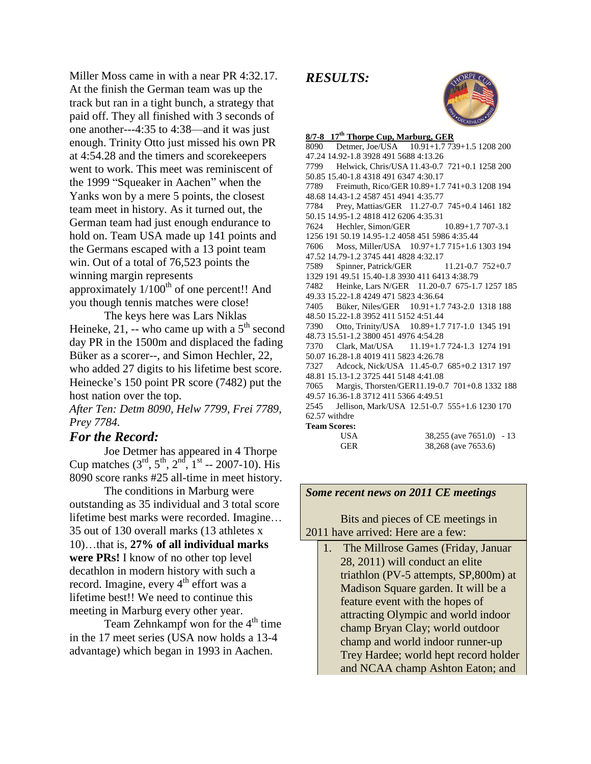Miller Moss came in with a near PR 4:32.17. At the finish the German team was up the track but ran in a tight bunch, a strategy that paid off. They all finished with 3 seconds of one another---4:35 to 4:38—and it was just enough. Trinity Otto just missed his own PR at 4:54.28 and the timers and scorekeepers went to work. This meet was reminiscent of the 1999 "Squeaker in Aachen" when the Yanks won by a mere 5 points, the closest team meet in history. As it turned out, the German team had just enough endurance to hold on. Team USA made up 141 points and the Germans escaped with a 13 point team win. Out of a total of 76,523 points the winning margin represents approximately 1/100[th] of one percent!! And you though tennis matches were close!

The keys here was Lars Niklas Heineke, 21, -- who came up with a 5[th] second day PR in the 1500m and displaced the fading Büker as a scorer--, and Simon Hechler, 22, who added 27 digits to his lifetime best score. Heinecke's 150 point PR score (7482) put the host nation over the top.

*After Ten: Detm 8090, Helw 7799, Frei 7789, Prey 7784.*

## *For the Record:*

Joe Detmer has appeared in 4 Thorpe Cup matches (3[rd], 5[th], 2[nd], 1[st] -- 2007-10). His 8090 score ranks #25 all-time in meet history.

The conditions in Marburg were outstanding as 35 individual and 3 total score lifetime best marks were recorded. Imagine… 35 out of 130 overall marks (13 athletes x 10)…that is, **27% of all individual marks were PRs!** I know of no other top level decathlon in modern history with such a record. Imagine, every 4[th] effort was a lifetime best!! We need to continue this meeting in Marburg every other year.

Team Zehnkampf won for the 4[th] time in the 17 meet series (USA now holds a 13-4 advantage) which began in 1993 in Aachen.

## *RESULTS:*

**8/7-8 17[th] Thorpe Cup, Marburg, GER**

7090 Detmer, Joe/USA 10.91+1.7 739+1.5 1208 200 47.24 14.92-1.8 3928 491 5688 4:13.26
7799 Helwick, Chris/USA 11.43-0.7 721+0.1 1258 200 50.85 15.40-1.8 4318 491 6347 4:30.17
7789 Freimuth, Rico/GER 10.89+1.7 741+0.3 1208 194 48.68 14.43-1.2 4587 451 4941 4:35.77
7784 Prey, Mattias/GER 11.27-0.7 745+0.4 1461 182 50.15 14.95-1.2 4818 412 6206 4:35.31
7624 Hechler, Simon/GER 10.89+1.7 707-3.1 1256 191 50.19 14.95-1.2 4058 451 5986 4:35.44
7606 Moss, Miller/USA 10.97+1.7 715+1.6 1303 194 47.52 14.79-1.2 3745 441 4828 4:32.17
7589 Spinner, Patrick/GER 11.21-0.7 752+0.7 1329 191 49.51 15.40-1.8 3930 411 6413 4:38.79
7482 Heinke, Lars N/GER 11.20-0.7 675-1.7 1257 185 49.33 15.22-1.8 4249 471 5823 4:36.64
7405 Büker, Niles/GER 10.91+1.7 743-2.0 1318 188 48.50 15.22-1.8 3952 411 5152 4:51.44
7390 Otto, Trinity/USA 10.89+1.7 717-1.0 1345 191 48.73 15.51-1.2 3800 451 4976 4:54.28
7370 Clark, Mat/USA 11.19+1.7 724-1.3 1274 191 50.07 16.28-1.8 4019 411 5823 4:26.78
7327 Adcock, Nick/USA 11.45-0.7 685+0.2 1317 197 48.81 15.13-1.2 3725 441 5148 4:41.08
7065 Margis, Thorsten/GER 11.19-0.7 701+0.8 1332 188 49.57 16.36-1.8 3712 411 5366 4:49.51
2545 Jellison, Mark/USA 12.51-0.7 555+1.6 1230 170 62.57 withdre

**Team Scores:**

| | | |
|---|---|---|
| USA | 38,255 (ave 7651.0) | - 13 |
| GER | 38,268 (ave 7653.6) | |

### *Some recent news on 2011 CE meetings*

Bits and pieces of CE meetings in 2011 have arrived: Here are a few:

1. The Millrose Games (Friday, Januar 28, 2011) will conduct an elite triathlon (PV-5 attempts, SP,800m) at Madison Square garden. It will be a feature event with the hopes of attracting Olympic and world indoor champ Bryan Clay; world outdoor champ and world indoor runner-up Trey Hardee; world hept record holder and NCAA champ Ashton Eaton; and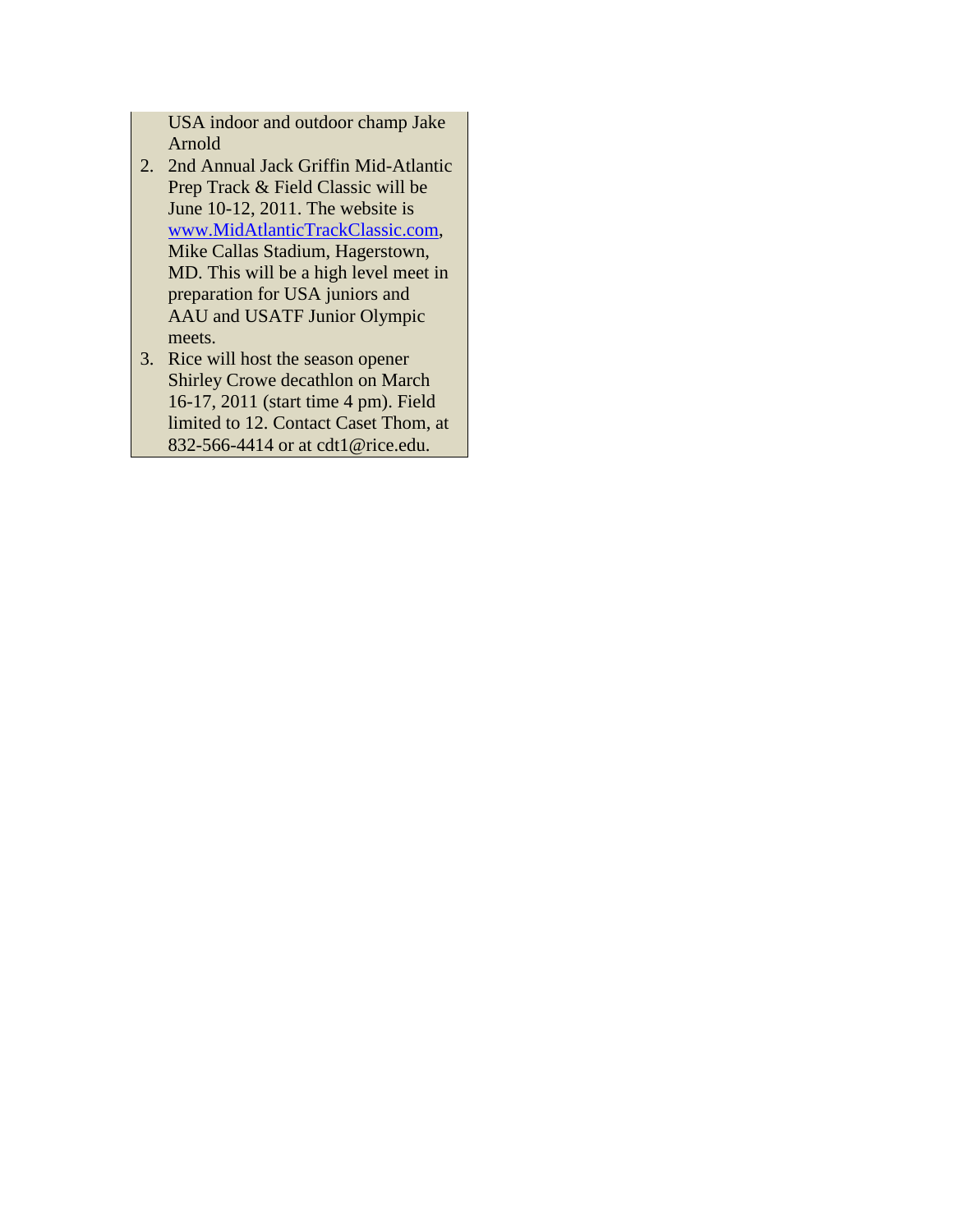USA indoor and outdoor champ Jake Arnold

2. 2nd Annual Jack Griffin Mid-Atlantic Prep Track & Field Classic will be June 10-12, 2011. The website is [www.MidAtlanticTrackClassic.com](http://www.MidAtlanticTrackClassic.com), Mike Callas Stadium, Hagerstown, MD. This will be a high level meet in preparation for USA juniors and AAU and USATF Junior Olympic meets.
3. Rice will host the season opener Shirley Crowe decathlon on March 16-17, 2011 (start time 4 pm). Field limited to 12. Contact Caset Thom, at 832-566-4414 or at cdt1@rice.edu.